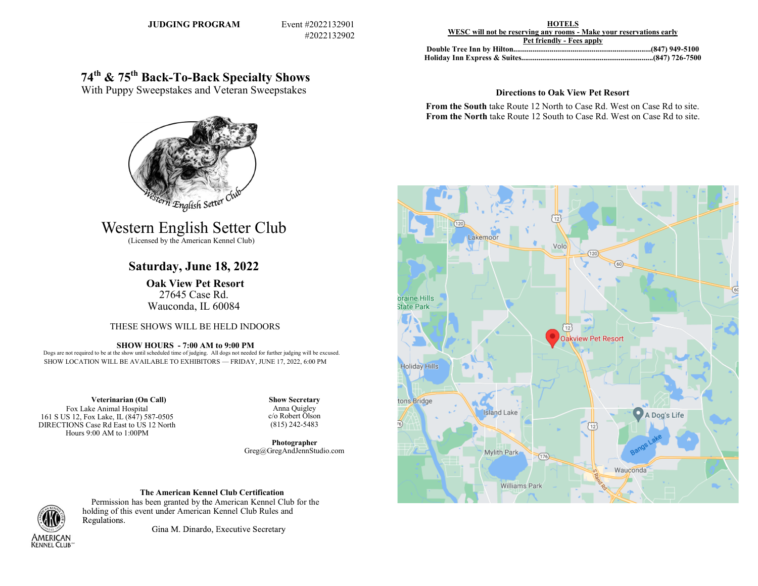**JUDGING PROGRAM** Event #2022132901
#2022132902

# 74th & 75th Back-To-Back Specialty Shows

With Puppy Sweepstakes and Veteran Sweepstakes

Western English Setter Club

## Western English Setter Club

(Licensed by the American Kennel Club)

## Saturday, June 18, 2022

**Oak View Pet Resort**
27645 Case Rd.
Wauconda, IL 60084

THESE SHOWS WILL BE HELD INDOORS

**SHOW HOURS - 7:00 AM to 9:00 PM**

Dogs are not required to be at the show until scheduled time of judging. All dogs not needed for further judging will be excused.

SHOW LOCATION WILL BE AVAILABLE TO EXHIBITORS — FRIDAY, JUNE 17, 2022, 6:00 PM

**Veterinarian (On Call)**
Fox Lake Animal Hospital
161 S US 12, Fox Lake, IL (847) 587-0505
DIRECTIONS Case Rd East to US 12 North
Hours 9:00 AM to 1:00PM

**Show Secretary**
Anna Quigley
c/o Robert Olson
(815) 242-5483

**Photographer**
Greg@GregAndJennStudio.com

**The American Kennel Club Certification**

Permission has been granted by the American Kennel Club for the holding of this event under American Kennel Club Rules and Regulations.

Gina M. Dinardo, Executive Secretary

AMERICAN KENNEL CLUB

**HOTELS**

**WESC will not be reserving any rooms - Make your reservations early**

**Pet friendly - Fees apply**

**Double Tree Inn by Hilton........................................................................(847) 949-5100**
**Holiday Inn Express & Suites....................................................................(847) 726-7500**

**Directions to Oak View Pet Resort**

**From the South** take Route 12 North to Case Rd. West on Case Rd to site.
**From the North** take Route 12 South to Case Rd. West on Case Rd to site.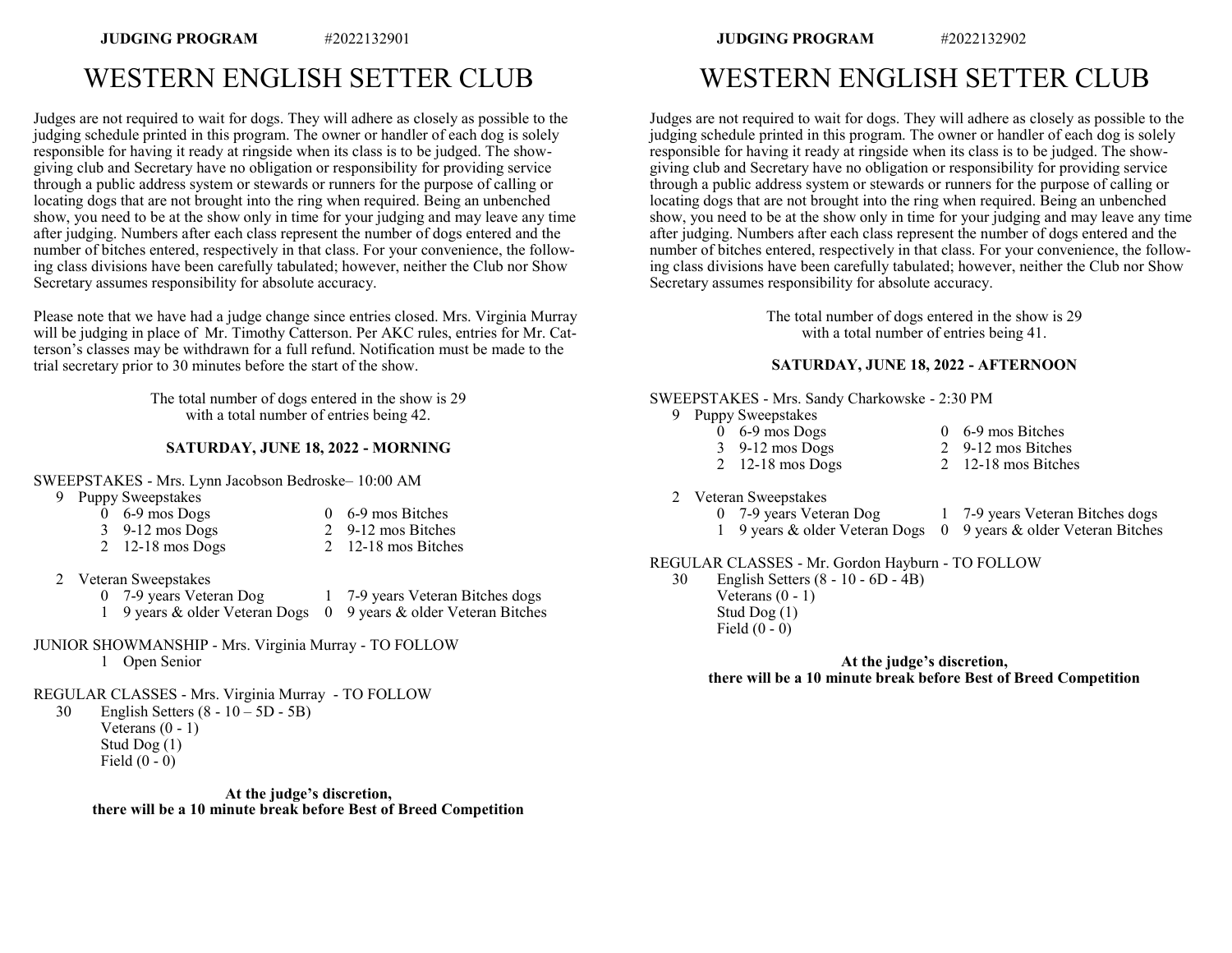**JUDGING PROGRAM** #2022132901

# WESTERN ENGLISH SETTER CLUB

Judges are not required to wait for dogs. They will adhere as closely as possible to the judging schedule printed in this program. The owner or handler of each dog is solely responsible for having it ready at ringside when its class is to be judged. The show-giving club and Secretary have no obligation or responsibility for providing service through a public address system or stewards or runners for the purpose of calling or locating dogs that are not brought into the ring when required. Being an unbenched show, you need to be at the show only in time for your judging and may leave any time after judging. Numbers after each class represent the number of dogs entered and the number of bitches entered, respectively in that class. For your convenience, the following class divisions have been carefully tabulated; however, neither the Club nor Show Secretary assumes responsibility for absolute accuracy.

Please note that we have had a judge change since entries closed. Mrs. Virginia Murray will be judging in place of Mr. Timothy Catterson. Per AKC rules, entries for Mr. Catterson's classes may be withdrawn for a full refund. Notification must be made to the trial secretary prior to 30 minutes before the start of the show.

The total number of dogs entered in the show is 29
with a total number of entries being 42.

**SATURDAY, JUNE 18, 2022 - MORNING**

SWEEPSTAKES - Mrs. Lynn Jacobson Bedroske– 10:00 AM

9 Puppy Sweepstakes

| | |
|---|---|
| 0 6-9 mos Dogs | 0 6-9 mos Bitches |
| 3 9-12 mos Dogs | 2 9-12 mos Bitches |
| 2 12-18 mos Dogs | 2 12-18 mos Bitches |

2 Veteran Sweepstakes

| | |
|---|---|
| 0 7-9 years Veteran Dog | 1 7-9 years Veteran Bitches dogs |
| 1 9 years & older Veteran Dogs | 0 9 years & older Veteran Bitches |

JUNIOR SHOWMANSHIP - Mrs. Virginia Murray - TO FOLLOW

1 Open Senior

REGULAR CLASSES - Mrs. Virginia Murray - TO FOLLOW

30 English Setters (8 - 10 – 5D - 5B)
Veterans (0 - 1)
Stud Dog (1)
Field (0 - 0)

**At the judge's discretion,
there will be a 10 minute break before Best of Breed Competition**

**JUDGING PROGRAM** #2022132902

# WESTERN ENGLISH SETTER CLUB

Judges are not required to wait for dogs. They will adhere as closely as possible to the judging schedule printed in this program. The owner or handler of each dog is solely responsible for having it ready at ringside when its class is to be judged. The show-giving club and Secretary have no obligation or responsibility for providing service through a public address system or stewards or runners for the purpose of calling or locating dogs that are not brought into the ring when required. Being an unbenched show, you need to be at the show only in time for your judging and may leave any time after judging. Numbers after each class represent the number of dogs entered and the number of bitches entered, respectively in that class. For your convenience, the following class divisions have been carefully tabulated; however, neither the Club nor Show Secretary assumes responsibility for absolute accuracy.

The total number of dogs entered in the show is 29
with a total number of entries being 41.

**SATURDAY, JUNE 18, 2022 - AFTERNOON**

SWEEPSTAKES - Mrs. Sandy Charkowske - 2:30 PM

9 Puppy Sweepstakes

| | |
|---|---|
| 0 6-9 mos Dogs | 0 6-9 mos Bitches |
| 3 9-12 mos Dogs | 2 9-12 mos Bitches |
| 2 12-18 mos Dogs | 2 12-18 mos Bitches |

2 Veteran Sweepstakes

| | |
|---|---|
| 0 7-9 years Veteran Dog | 1 7-9 years Veteran Bitches dogs |
| 1 9 years & older Veteran Dogs | 0 9 years & older Veteran Bitches |

REGULAR CLASSES - Mr. Gordon Hayburn - TO FOLLOW

30 English Setters (8 - 10 - 6D - 4B)
Veterans (0 - 1)
Stud Dog (1)
Field (0 - 0)

**At the judge's discretion,
there will be a 10 minute break before Best of Breed Competition**